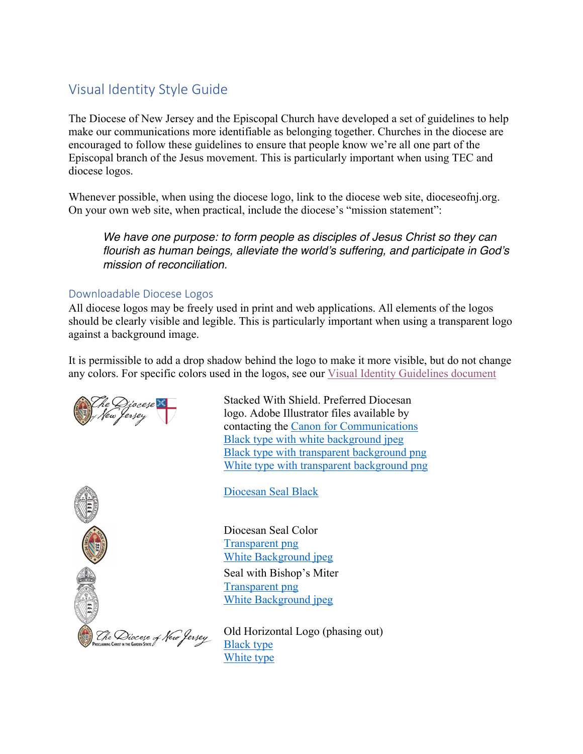# Visual Identity Style Guide

The Diocese of New Jersey and the Episcopal Church have developed a set of guidelines to help make our communications more identifiable as belonging together. Churches in the diocese are encouraged to follow these guidelines to ensure that people know we're all one part of the Episcopal branch of the Jesus movement. This is particularly important when using TEC and diocese logos.

Whenever possible, when using the diocese logo, link to the diocese web site, dioceseofnj.org. On your own web site, when practical, include the diocese's "mission statement":

> *We have one purpose: to form people as disciples of Jesus Christ so they can flourish as human beings, alleviate the world's suffering, and participate in God's mission of reconciliation.*

## Downloadable Diocese Logos

All diocese logos may be freely used in print and web applications. All elements of the logos should be clearly visible and legible. This is particularly important when using a transparent logo against a background image.

It is permissible to add a drop shadow behind the logo to make it more visible, but do not change any colors. For specific colors used in the logos, see our Visual Identity Guidelines document

Stacked With Shield. Preferred Diocesan logo. Adobe Illustrator files available by contacting the Canon for Communications
Black type with white background jpeg
Black type with transparent background png
White type with transparent background png

Diocesan Seal Black

Diocesan Seal Color
Transparent png
White Background jpeg

Seal with Bishop's Miter
Transparent png
White Background jpeg

Old Horizontal Logo (phasing out)
Black type
White type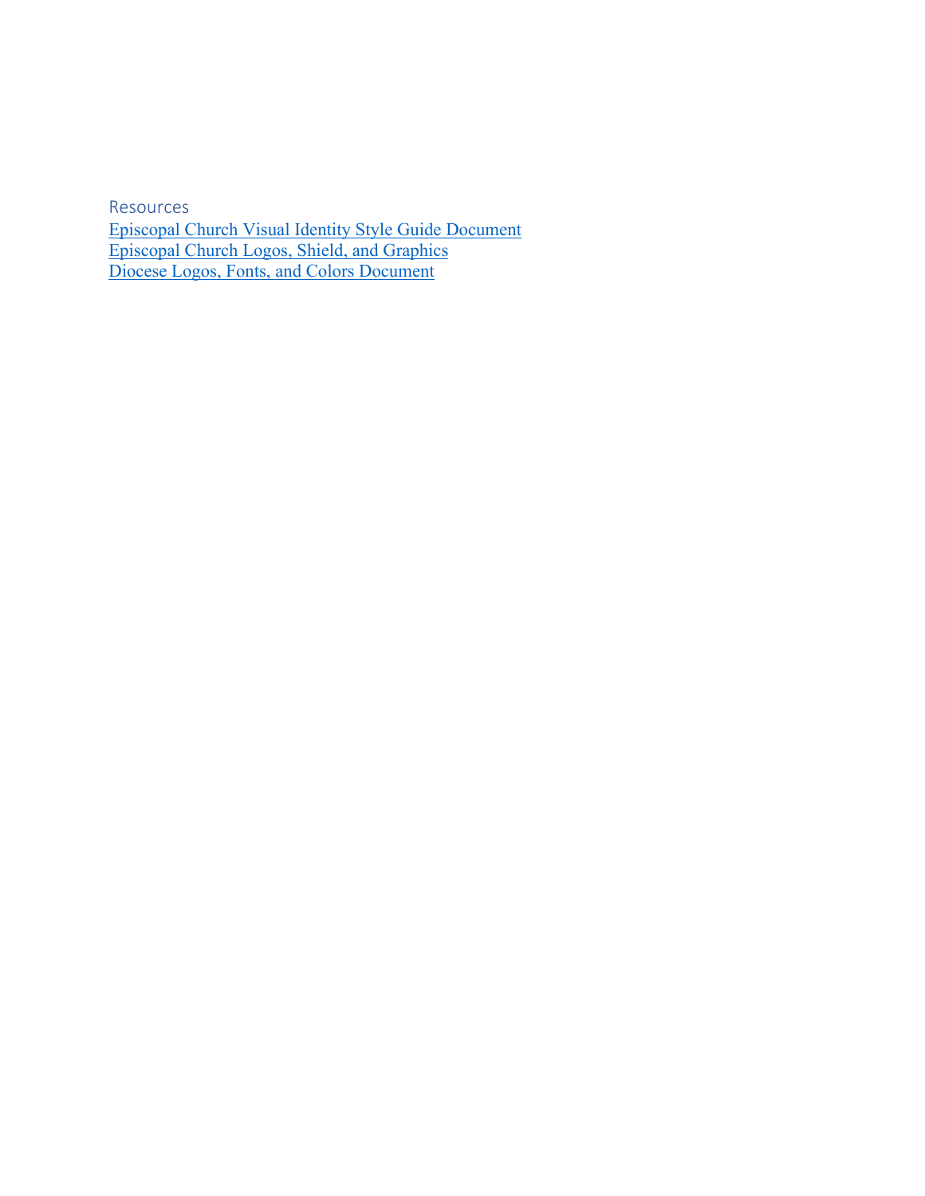## Resources

[Episcopal Church Visual Identity Style Guide Document]
[Episcopal Church Logos, Shield, and Graphics]
[Diocese Logos, Fonts, and Colors Document]